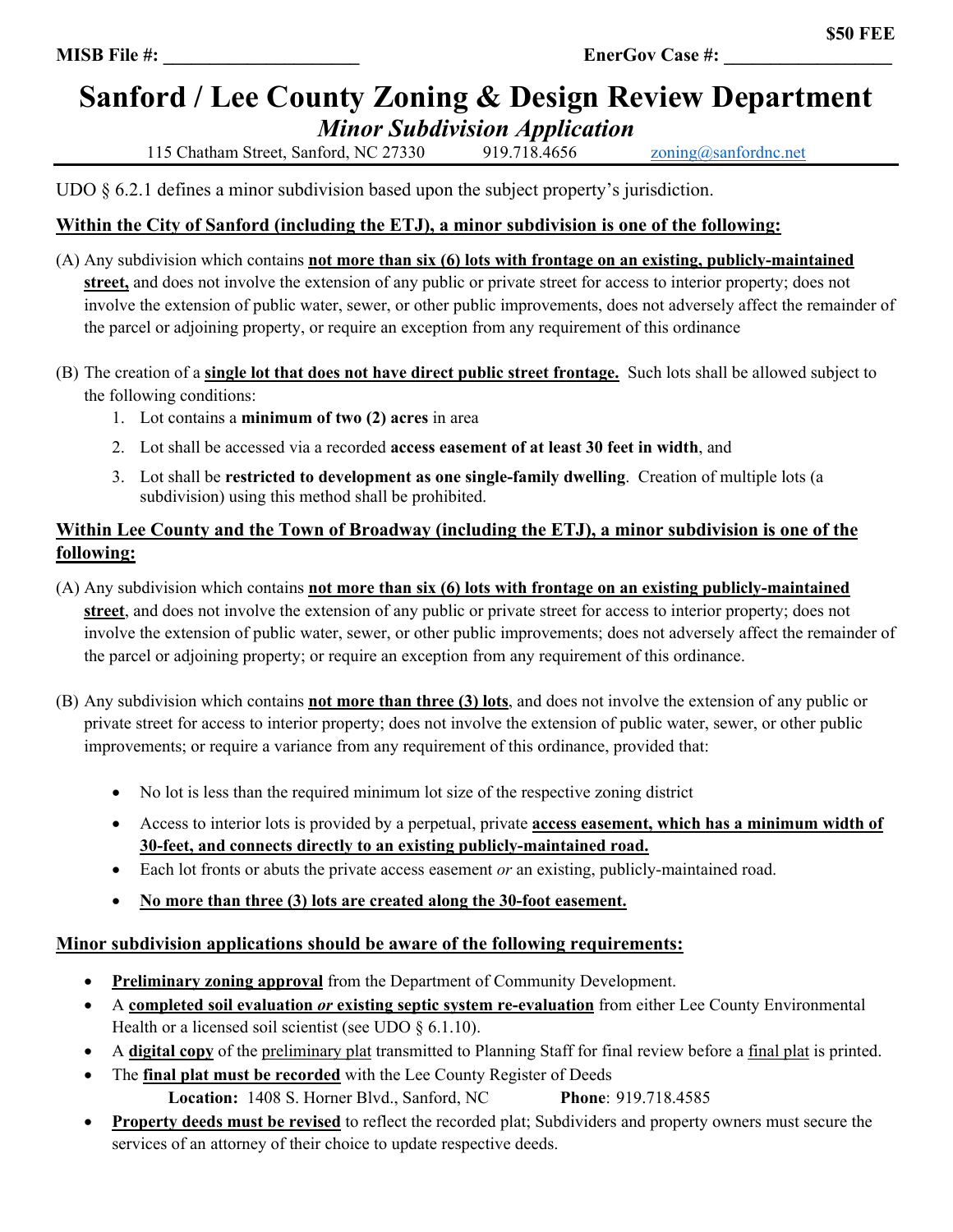**$50 FEE**

**MISB File #:** ____________________ **EnerGov Case #:** __________________

# Sanford / Lee County Zoning & Design Review Department

## *Minor Subdivision Application*

115 Chatham Street, Sanford, NC 27330 919.718.4656 zoning@sanfordnc.net

---

UDO § 6.2.1 defines a minor subdivision based upon the subject property's jurisdiction.

**Within the City of Sanford (including the ETJ), a minor subdivision is one of the following:**

(A) Any subdivision which contains **not more than six (6) lots with frontage on an existing, publicly-maintained street,** and does not involve the extension of any public or private street for access to interior property; does not involve the extension of public water, sewer, or other public improvements, does not adversely affect the remainder of the parcel or adjoining property, or require an exception from any requirement of this ordinance

(B) The creation of a **single lot that does not have direct public street frontage.** Such lots shall be allowed subject to the following conditions:

1. Lot contains a **minimum of two (2) acres** in area
2. Lot shall be accessed via a recorded **access easement of at least 30 feet in width**, and
3. Lot shall be **restricted to development as one single-family dwelling**. Creation of multiple lots (a subdivision) using this method shall be prohibited.

**Within Lee County and the Town of Broadway (including the ETJ), a minor subdivision is one of the following:**

(A) Any subdivision which contains **not more than six (6) lots with frontage on an existing publicly-maintained street**, and does not involve the extension of any public or private street for access to interior property; does not involve the extension of public water, sewer, or other public improvements; does not adversely affect the remainder of the parcel or adjoining property; or require an exception from any requirement of this ordinance.

(B) Any subdivision which contains **not more than three (3) lots**, and does not involve the extension of any public or private street for access to interior property; does not involve the extension of public water, sewer, or other public improvements; or require a variance from any requirement of this ordinance, provided that:

- No lot is less than the required minimum lot size of the respective zoning district
- Access to interior lots is provided by a perpetual, private **access easement, which has a minimum width of 30-feet, and connects directly to an existing publicly-maintained road.**
- Each lot fronts or abuts the private access easement *or* an existing, publicly-maintained road.
- **No more than three (3) lots are created along the 30-foot easement.**

**Minor subdivision applications should be aware of the following requirements:**

- **Preliminary zoning approval** from the Department of Community Development.
- A **completed soil evaluation *or* existing septic system re-evaluation** from either Lee County Environmental Health or a licensed soil scientist (see UDO § 6.1.10).
- A **digital copy** of the preliminary plat transmitted to Planning Staff for final review before a final plat is printed.
- The **final plat must be recorded** with the Lee County Register of Deeds
  **Location:** 1408 S. Horner Blvd., Sanford, NC **Phone**: 919.718.4585
- **Property deeds must be revised** to reflect the recorded plat; Subdividers and property owners must secure the services of an attorney of their choice to update respective deeds.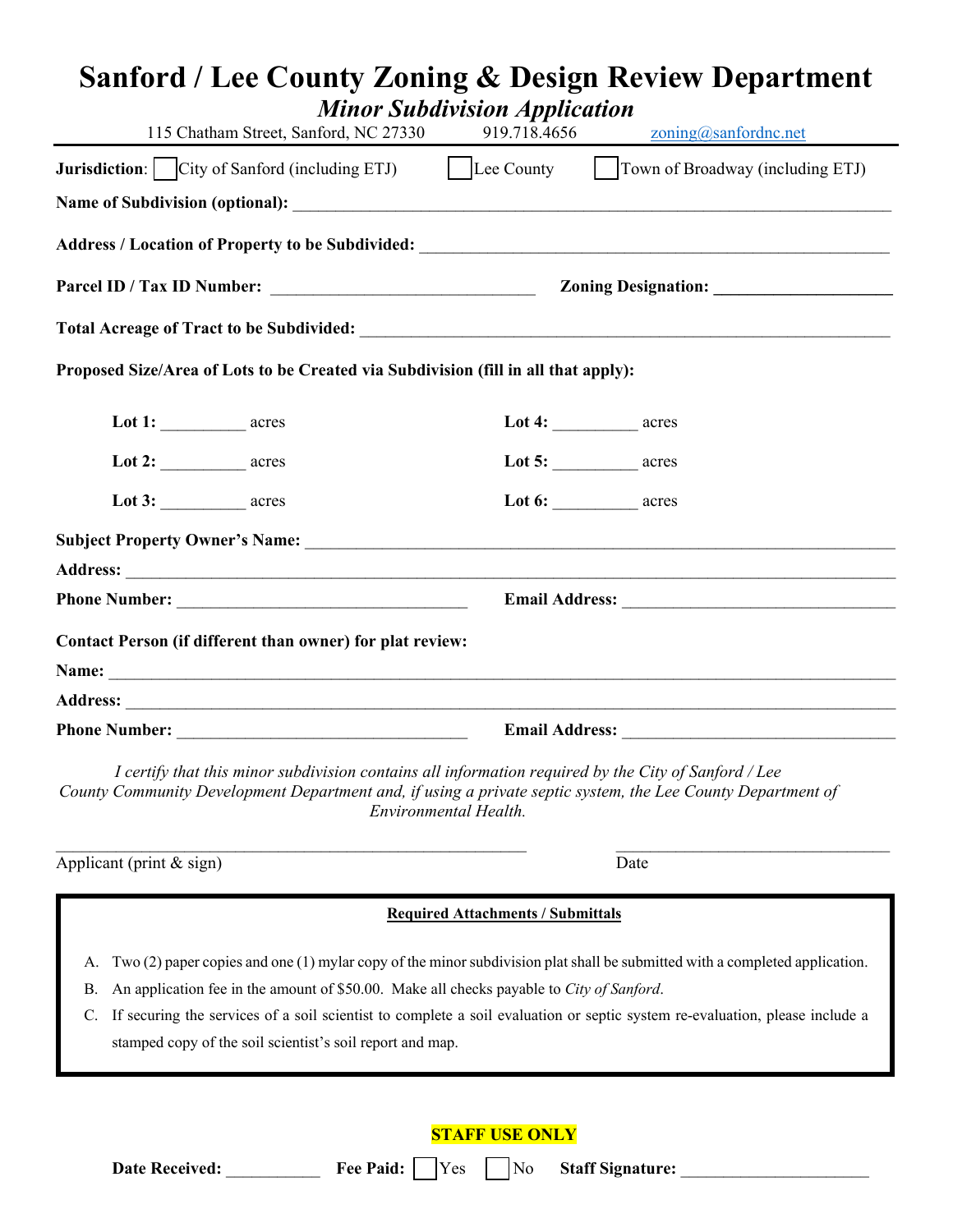# Sanford / Lee County Zoning & Design Review Department

## *Minor Subdivision Application*

115 Chatham Street, Sanford, NC 27330 919.718.4656 zoning@sanfordnc.net

**Jurisdiction**: ☐ City of Sanford (including ETJ) ☐ Lee County ☐ Town of Broadway (including ETJ)

**Name of Subdivision (optional):** ____________________

**Address / Location of Property to be Subdivided:** ____________________

**Parcel ID / Tax ID Number:** ____________________ **Zoning Designation:** ____________________

**Total Acreage of Tract to be Subdivided:** ____________________

**Proposed Size/Area of Lots to be Created via Subdivision (fill in all that apply):**

**Lot 1:** __________ acres **Lot 4:** __________ acres

**Lot 2:** __________ acres **Lot 5:** __________ acres

**Lot 3:** __________ acres **Lot 6:** __________ acres

**Subject Property Owner's Name:** ____________________

**Address:** ____________________

**Phone Number:** ____________________ **Email Address:** ____________________

**Contact Person (if different than owner) for plat review:**

**Name:** ____________________

**Address:** ____________________

**Phone Number:** ____________________ **Email Address:** ____________________

*I certify that this minor subdivision contains all information required by the City of Sanford / Lee County Community Development Department and, if using a private septic system, the Lee County Department of Environmental Health.*

____________________ ____________________

Applicant (print & sign) Date

**Required Attachments / Submittals**

A. Two (2) paper copies and one (1) mylar copy of the minor subdivision plat shall be submitted with a completed application.
B. An application fee in the amount of $50.00. Make all checks payable to *City of Sanford*.
C. If securing the services of a soil scientist to complete a soil evaluation or septic system re-evaluation, please include a stamped copy of the soil scientist's soil report and map.

**STAFF USE ONLY**

**Date Received:** __________ **Fee Paid:** ☐ Yes ☐ No **Staff Signature:** ____________________